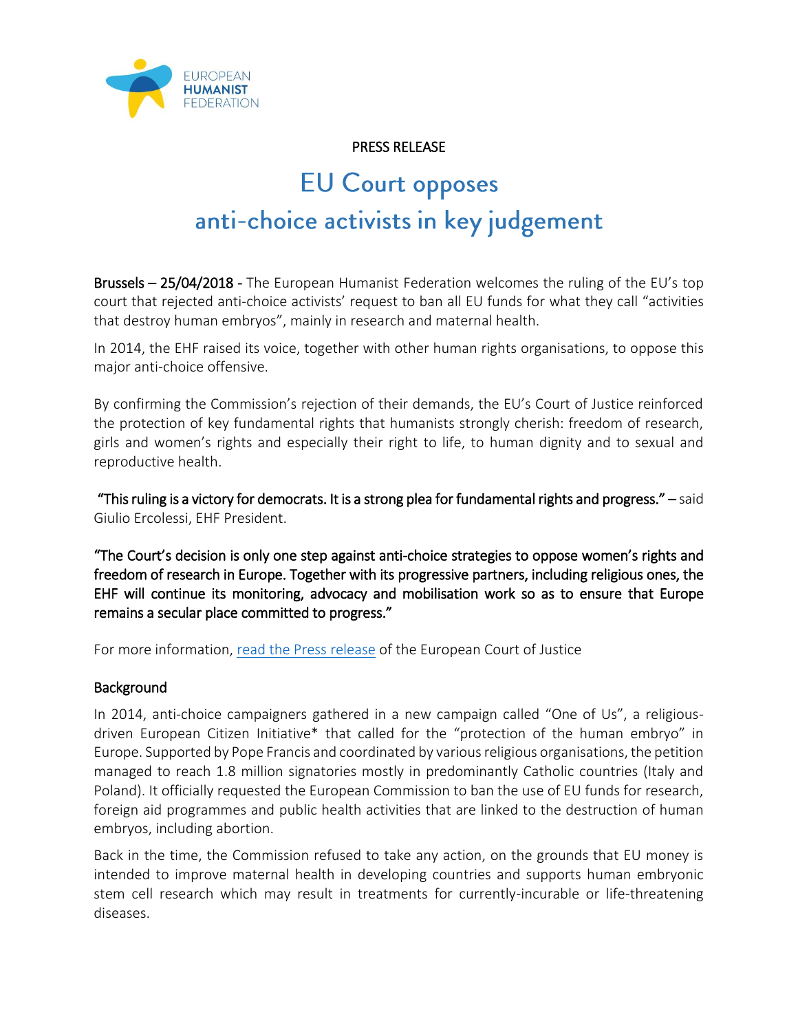EUROPEAN HUMANIST FEDERATION

PRESS RELEASE

# EU Court opposes anti-choice activists in key judgement

**Brussels – 25/04/2018 -** The European Humanist Federation welcomes the ruling of the EU's top court that rejected anti-choice activists' request to ban all EU funds for what they call "activities that destroy human embryos", mainly in research and maternal health.

In 2014, the EHF raised its voice, together with other human rights organisations, to oppose this major anti-choice offensive.

By confirming the Commission's rejection of their demands, the EU's Court of Justice reinforced the protection of key fundamental rights that humanists strongly cherish: freedom of research, girls and women's rights and especially their right to life, to human dignity and to sexual and reproductive health.

**"This ruling is a victory for democrats. It is a strong plea for fundamental rights and progress." –** said Giulio Ercolessi, EHF President.

**"The Court's decision is only one step against anti-choice strategies to oppose women's rights and freedom of research in Europe. Together with its progressive partners, including religious ones, the EHF will continue its monitoring, advocacy and mobilisation work so as to ensure that Europe remains a secular place committed to progress."**

For more information, read the Press release of the European Court of Justice

## Background

In 2014, anti-choice campaigners gathered in a new campaign called "One of Us", a religious-driven European Citizen Initiative* that called for the "protection of the human embryo" in Europe. Supported by Pope Francis and coordinated by various religious organisations, the petition managed to reach 1.8 million signatories mostly in predominantly Catholic countries (Italy and Poland). It officially requested the European Commission to ban the use of EU funds for research, foreign aid programmes and public health activities that are linked to the destruction of human embryos, including abortion.

Back in the time, the Commission refused to take any action, on the grounds that EU money is intended to improve maternal health in developing countries and supports human embryonic stem cell research which may result in treatments for currently-incurable or life-threatening diseases.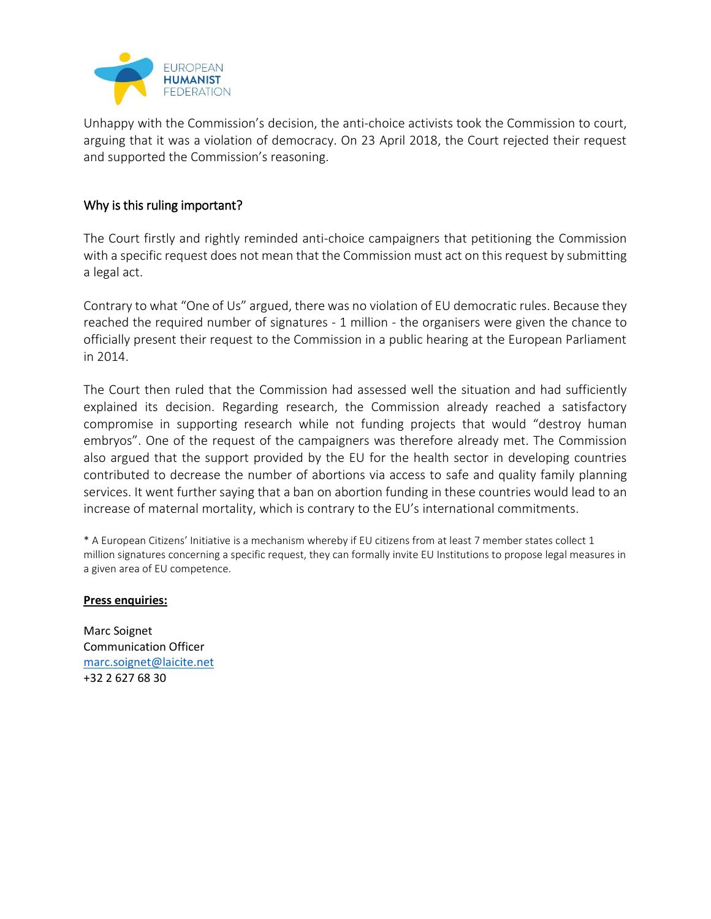Unhappy with the Commission's decision, the anti-choice activists took the Commission to court, arguing that it was a violation of democracy. On 23 April 2018, the Court rejected their request and supported the Commission's reasoning.

## Why is this ruling important?

The Court firstly and rightly reminded anti-choice campaigners that petitioning the Commission with a specific request does not mean that the Commission must act on this request by submitting a legal act.

Contrary to what "One of Us" argued, there was no violation of EU democratic rules. Because they reached the required number of signatures - 1 million - the organisers were given the chance to officially present their request to the Commission in a public hearing at the European Parliament in 2014.

The Court then ruled that the Commission had assessed well the situation and had sufficiently explained its decision. Regarding research, the Commission already reached a satisfactory compromise in supporting research while not funding projects that would "destroy human embryos". One of the request of the campaigners was therefore already met. The Commission also argued that the support provided by the EU for the health sector in developing countries contributed to decrease the number of abortions via access to safe and quality family planning services. It went further saying that a ban on abortion funding in these countries would lead to an increase of maternal mortality, which is contrary to the EU's international commitments.

* A European Citizens' Initiative is a mechanism whereby if EU citizens from at least 7 member states collect 1 million signatures concerning a specific request, they can formally invite EU Institutions to propose legal measures in a given area of EU competence.

**Press enquiries:**

Marc Soignet
Communication Officer
marc.soignet@laicite.net
+32 2 627 68 30